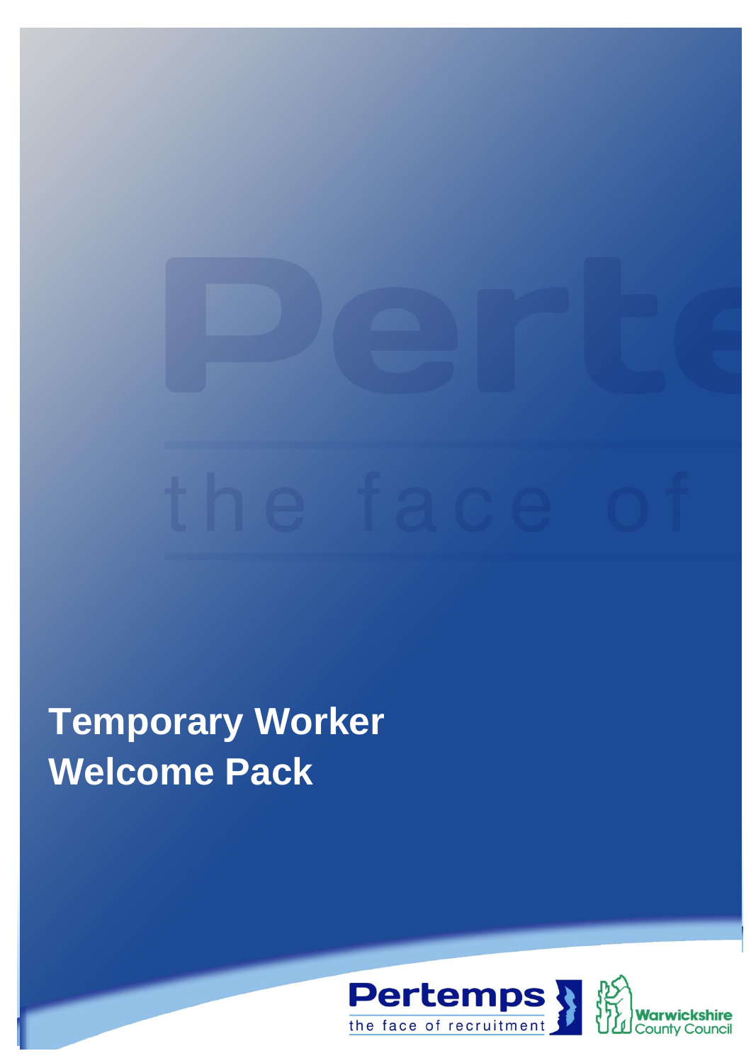# Temporary Worker Welcome Pack

Pertemps
the face of recruitment

Warwickshire County Council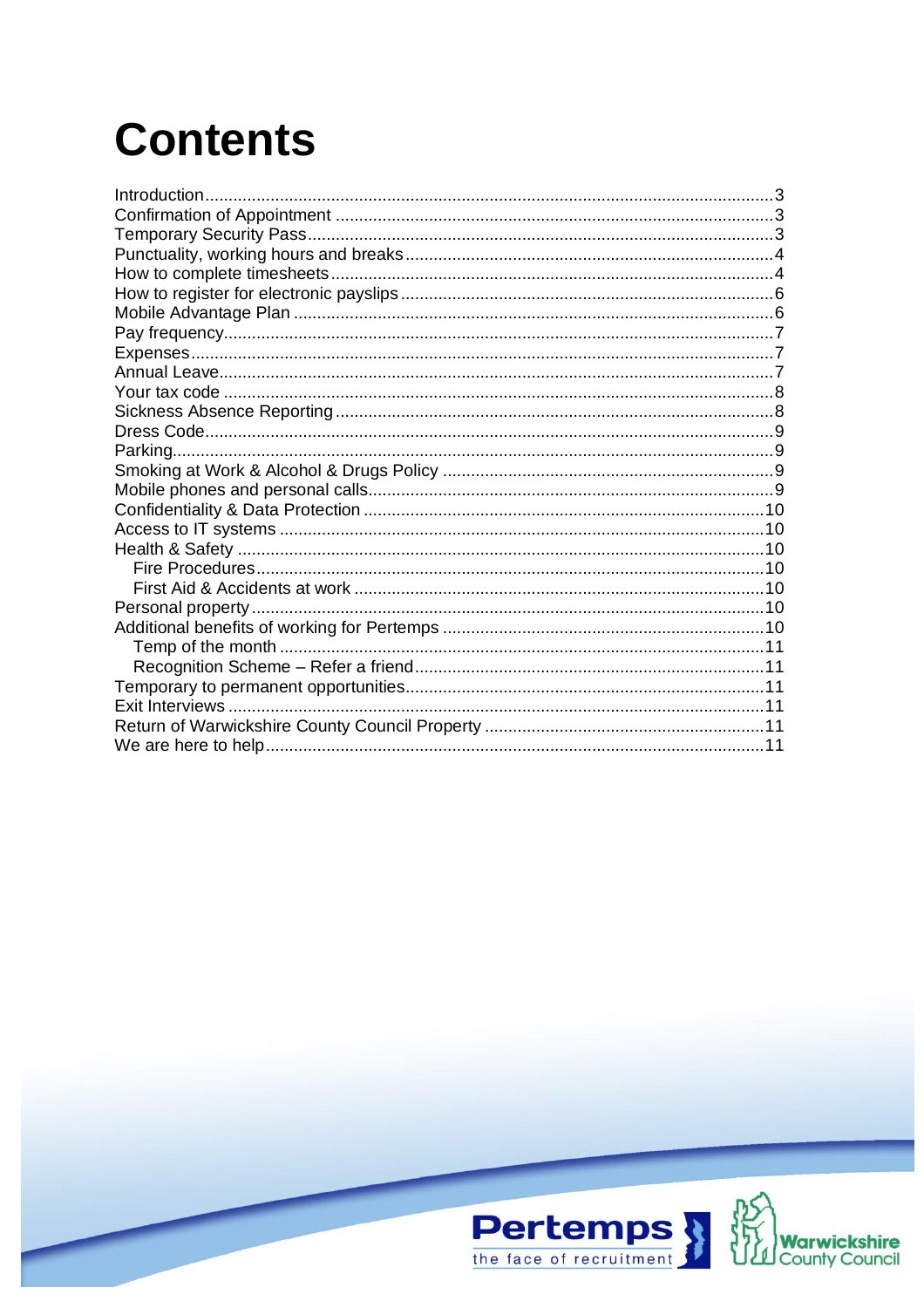# Contents

- Introduction ... 3
- Confirmation of Appointment ... 3
- Temporary Security Pass ... 3
- Punctuality, working hours and breaks ... 4
- How to complete timesheets ... 4
- How to register for electronic payslips ... 6
- Mobile Advantage Plan ... 6
- Pay frequency ... 7
- Expenses ... 7
- Annual Leave ... 7
- Your tax code ... 8
- Sickness Absence Reporting ... 8
- Dress Code ... 9
- Parking ... 9
- Smoking at Work & Alcohol & Drugs Policy ... 9
- Mobile phones and personal calls ... 9
- Confidentiality & Data Protection ... 10
- Access to IT systems ... 10
- Health & Safety ... 10
  - Fire Procedures ... 10
  - First Aid & Accidents at work ... 10
- Personal property ... 10
- Additional benefits of working for Pertemps ... 10
  - Temp of the month ... 11
  - Recognition Scheme – Refer a friend ... 11
- Temporary to permanent opportunities ... 11
- Exit Interviews ... 11
- Return of Warwickshire County Council Property ... 11
- We are here to help ... 11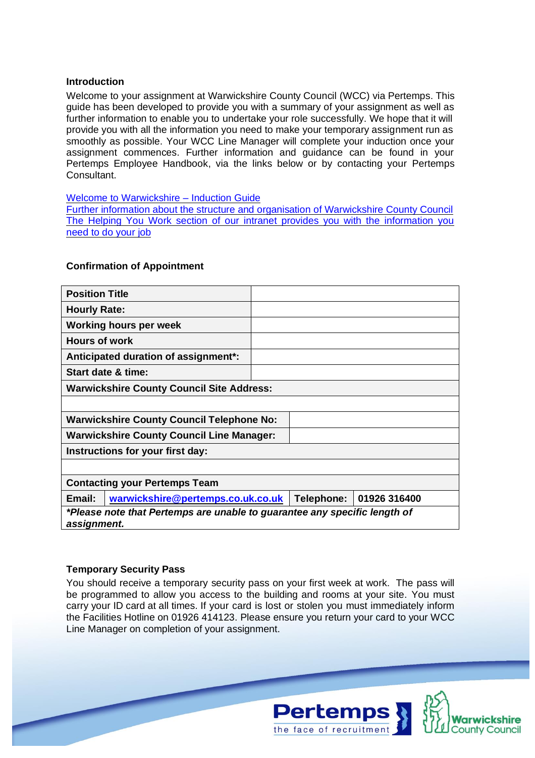### Introduction

Welcome to your assignment at Warwickshire County Council (WCC) via Pertemps. This guide has been developed to provide you with a summary of your assignment as well as further information to enable you to undertake your role successfully. We hope that it will provide you with all the information you need to make your temporary assignment run as smoothly as possible. Your WCC Line Manager will complete your induction once your assignment commences. Further information and guidance can be found in your Pertemps Employee Handbook, via the links below or by contacting your Pertemps Consultant.

Welcome to Warwickshire – Induction Guide
Further information about the structure and organisation of Warwickshire County Council
The Helping You Work section of our intranet provides you with the information you need to do your job

### Confirmation of Appointment

| **Position Title** | | | |
|---|---|---|---|
| **Hourly Rate:** | | | |
| **Working hours per week** | | | |
| **Hours of work** | | | |
| **Anticipated duration of assignment*:** | | | |
| **Start date & time:** | | | |
| **Warwickshire County Council Site Address:** | | | |
| | | | |
| **Warwickshire County Council Telephone No:** | | | |
| **Warwickshire County Council Line Manager:** | | | |
| **Instructions for your first day:** | | | |
| | | | |
| **Contacting your Pertemps Team** | | | |
| **Email:** | **warwickshire@pertemps.co.uk.co.uk** | **Telephone:** | **01926 316400** |
| ***Please note that Pertemps are unable to guarantee any specific length of assignment.*** | | | |

### Temporary Security Pass

You should receive a temporary security pass on your first week at work. The pass will be programmed to allow you access to the building and rooms at your site. You must carry your ID card at all times. If your card is lost or stolen you must immediately inform the Facilities Hotline on 01926 414123. Please ensure you return your card to your WCC Line Manager on completion of your assignment.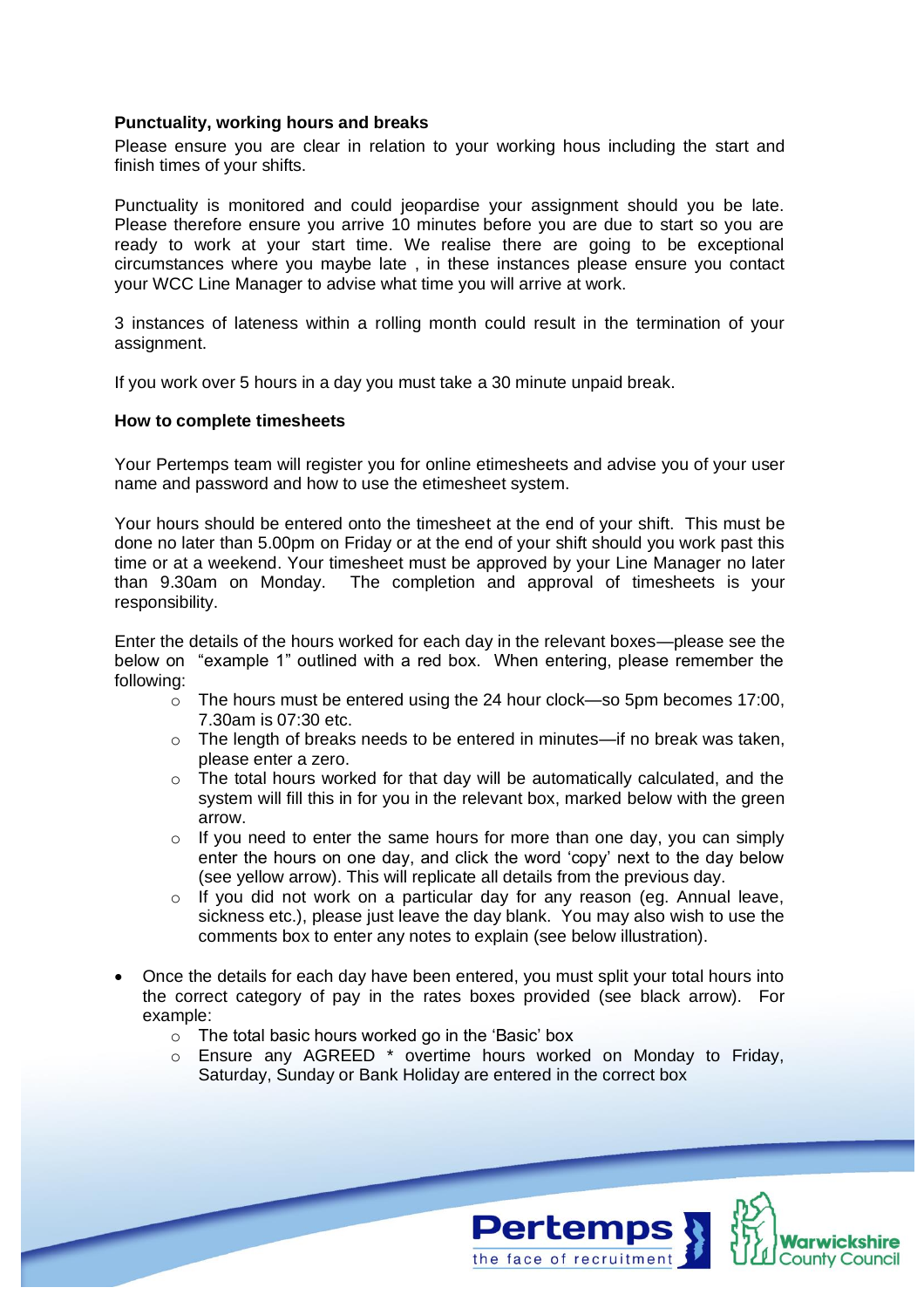**Punctuality, working hours and breaks**

Please ensure you are clear in relation to your working hous including the start and finish times of your shifts.

Punctuality is monitored and could jeopardise your assignment should you be late. Please therefore ensure you arrive 10 minutes before you are due to start so you are ready to work at your start time. We realise there are going to be exceptional circumstances where you maybe late , in these instances please ensure you contact your WCC Line Manager to advise what time you will arrive at work.

3 instances of lateness within a rolling month could result in the termination of your assignment.

If you work over 5 hours in a day you must take a 30 minute unpaid break.

**How to complete timesheets**

Your Pertemps team will register you for online etimesheets and advise you of your user name and password and how to use the etimesheet system.

Your hours should be entered onto the timesheet at the end of your shift. This must be done no later than 5.00pm on Friday or at the end of your shift should you work past this time or at a weekend. Your timesheet must be approved by your Line Manager no later than 9.30am on Monday. The completion and approval of timesheets is your responsibility.

Enter the details of the hours worked for each day in the relevant boxes—please see the below on "example 1" outlined with a red box. When entering, please remember the following:

- The hours must be entered using the 24 hour clock—so 5pm becomes 17:00, 7.30am is 07:30 etc.
- The length of breaks needs to be entered in minutes—if no break was taken, please enter a zero.
- The total hours worked for that day will be automatically calculated, and the system will fill this in for you in the relevant box, marked below with the green arrow.
- If you need to enter the same hours for more than one day, you can simply enter the hours on one day, and click the word 'copy' next to the day below (see yellow arrow). This will replicate all details from the previous day.
- If you did not work on a particular day for any reason (eg. Annual leave, sickness etc.), please just leave the day blank. You may also wish to use the comments box to enter any notes to explain (see below illustration).

- Once the details for each day have been entered, you must split your total hours into the correct category of pay in the rates boxes provided (see black arrow). For example:
  - The total basic hours worked go in the 'Basic' box
  - Ensure any AGREED * overtime hours worked on Monday to Friday, Saturday, Sunday or Bank Holiday are entered in the correct box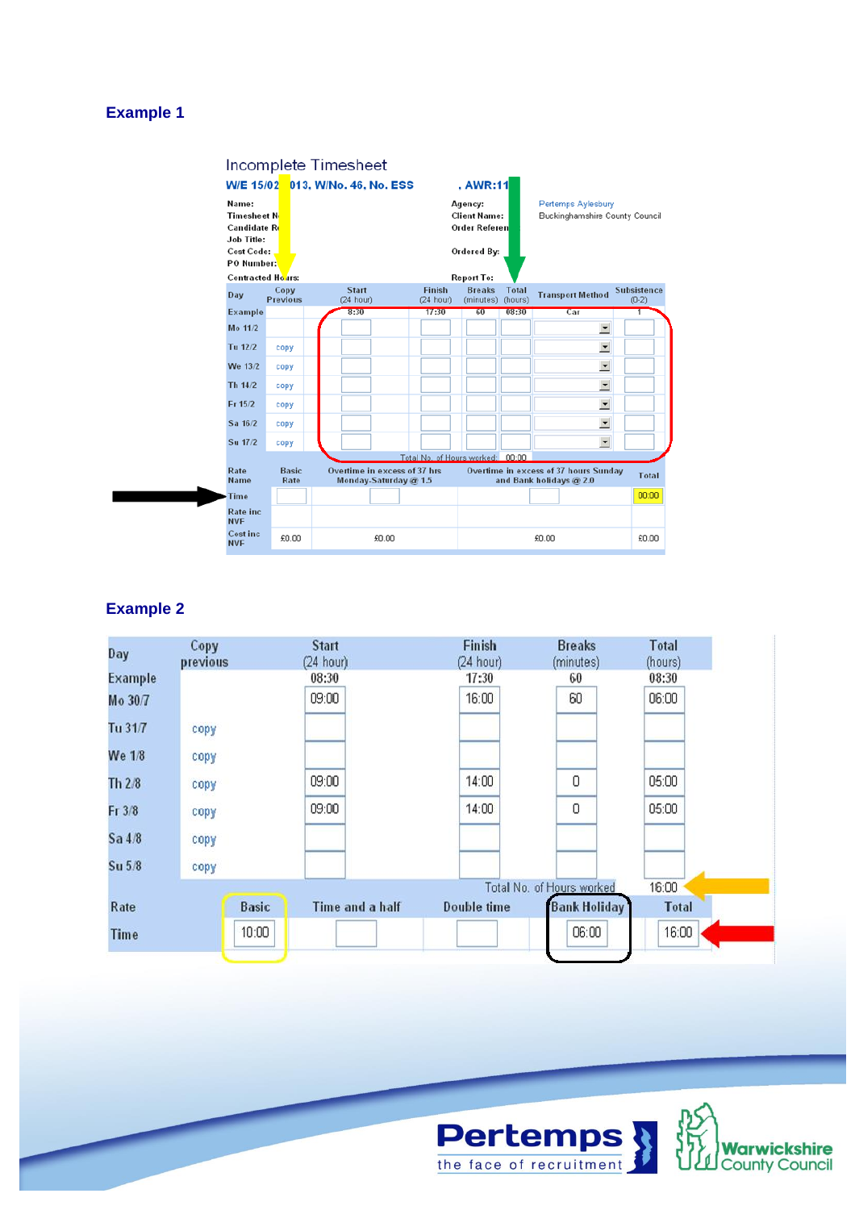## Example 1

Incomplete Timesheet

**W/E 15/02 013, W/No. 46, No. ESS** **, AWR:11**

| | | | |
|---|---|---|---|
| Name: | | Agency: | Pertemps Aylesbury |
| Timesheet N | | Client Name: | Buckinghamshire County Council |
| Candidate R | | Order Referen | |
| Job Title: | | | |
| Cost Code: | | Ordered By: | |
| PO Number: | | | |
| Contracted Hours: | | Report To: | |

| Day | Copy Previous | Start (24 hour) | Finish (24 hour) | Breaks (minutes) | Total (hours) | Transport Method | Subsistence (0-2) |
|---|---|---|---|---|---|---|---|
| Example | | 8:30 | 17:30 | 60 | 08:30 | Car | 1 |
| Mo 11/2 | | | | | | | |
| Tu 12/2 | copy | | | | | | |
| We 13/2 | copy | | | | | | |
| Th 14/2 | copy | | | | | | |
| Fr 15/2 | copy | | | | | | |
| Sa 16/2 | copy | | | | | | |
| Su 17/2 | copy | | | | | | |
| | | | Total No. of Hours worked: | | 00:00 | | |

| Rate Name | Basic Rate | Overtime in excess of 37 hrs Monday-Saturday @ 1.5 | Overtime in excess of 37 hours Sunday and Bank holidays @ 2.0 | Total |
|---|---|---|---|---|
| Time | | | | 00:00 |
| Rate inc NVF | | | | |
| Cost inc NVF | £0.00 | £0.00 | £0.00 | £0.00 |

## Example 2

| Day | Copy previous | Start (24 hour) | Finish (24 hour) | Breaks (minutes) | Total (hours) |
|---|---|---|---|---|---|
| Example | | 08:30 | 17:30 | 60 | 08:30 |
| Mo 30/7 | | 09:00 | 16:00 | 60 | 06:00 |
| Tu 31/7 | copy | | | | |
| We 1/8 | copy | | | | |
| Th 2/8 | copy | 09:00 | 14:00 | 0 | 05:00 |
| Fr 3/8 | copy | 09:00 | 14:00 | 0 | 05:00 |
| Sa 4/8 | copy | | | | |
| Su 5/8 | copy | | | | |
| | | | Total No. of Hours worked | | 16:00 |

| Rate | Basic | Time and a half | Double time | Bank Holiday | Total |
|---|---|---|---|---|---|
| Time | 10:00 | | | 06:00 | 16:00 |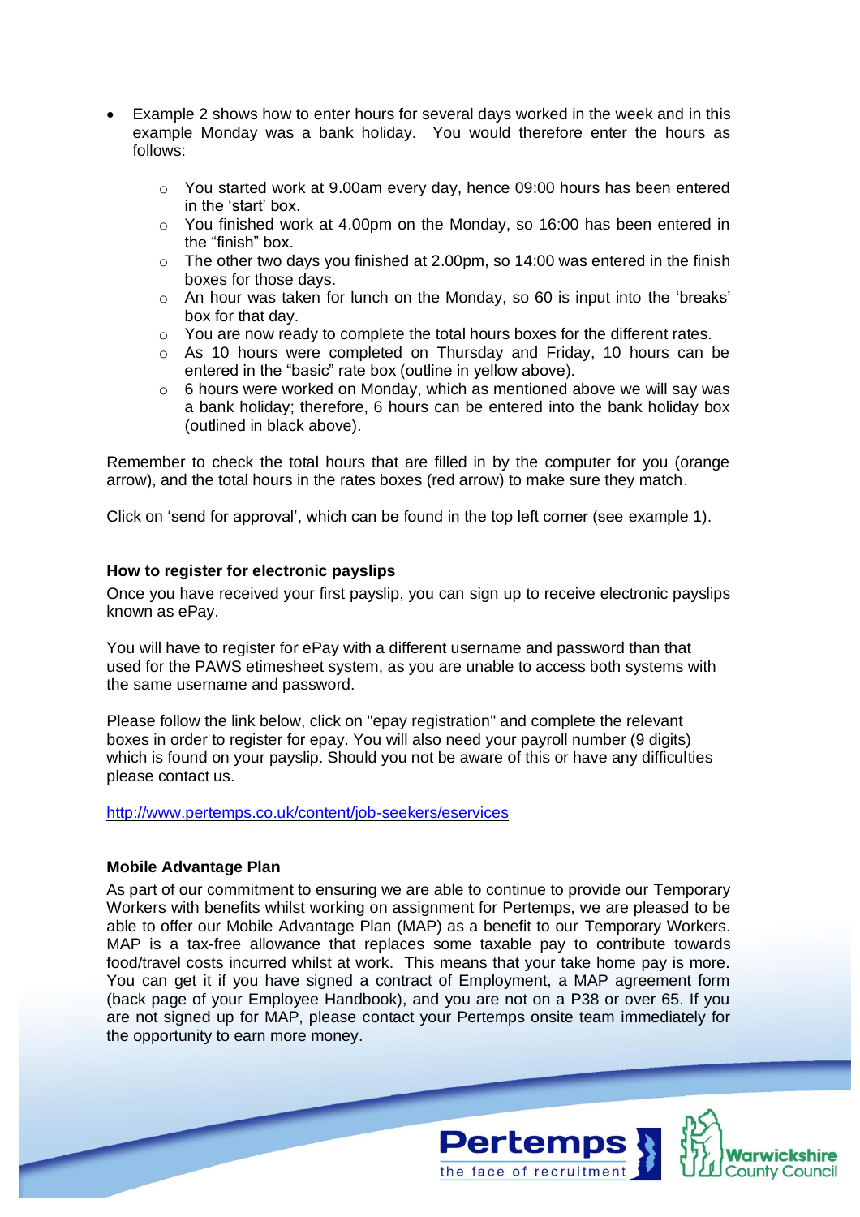- Example 2 shows how to enter hours for several days worked in the week and in this example Monday was a bank holiday. You would therefore enter the hours as follows:
    - You started work at 9.00am every day, hence 09:00 hours has been entered in the 'start' box.
    - You finished work at 4.00pm on the Monday, so 16:00 has been entered in the "finish" box.
    - The other two days you finished at 2.00pm, so 14:00 was entered in the finish boxes for those days.
    - An hour was taken for lunch on the Monday, so 60 is input into the 'breaks' box for that day.
    - You are now ready to complete the total hours boxes for the different rates.
    - As 10 hours were completed on Thursday and Friday, 10 hours can be entered in the "basic" rate box (outline in yellow above).
    - 6 hours were worked on Monday, which as mentioned above we will say was a bank holiday; therefore, 6 hours can be entered into the bank holiday box (outlined in black above).

Remember to check the total hours that are filled in by the computer for you (orange arrow), and the total hours in the rates boxes (red arrow) to make sure they match.

Click on 'send for approval', which can be found in the top left corner (see example 1).

**How to register for electronic payslips**

Once you have received your first payslip, you can sign up to receive electronic payslips known as ePay.

You will have to register for ePay with a different username and password than that used for the PAWS etimesheet system, as you are unable to access both systems with the same username and password.

Please follow the link below, click on "epay registration" and complete the relevant boxes in order to register for epay. You will also need your payroll number (9 digits) which is found on your payslip. Should you not be aware of this or have any difficulties please contact us.

http://www.pertemps.co.uk/content/job-seekers/eservices

**Mobile Advantage Plan**

As part of our commitment to ensuring we are able to continue to provide our Temporary Workers with benefits whilst working on assignment for Pertemps, we are pleased to be able to offer our Mobile Advantage Plan (MAP) as a benefit to our Temporary Workers. MAP is a tax-free allowance that replaces some taxable pay to contribute towards food/travel costs incurred whilst at work. This means that your take home pay is more. You can get it if you have signed a contract of Employment, a MAP agreement form (back page of your Employee Handbook), and you are not on a P38 or over 65. If you are not signed up for MAP, please contact your Pertemps onsite team immediately for the opportunity to earn more money.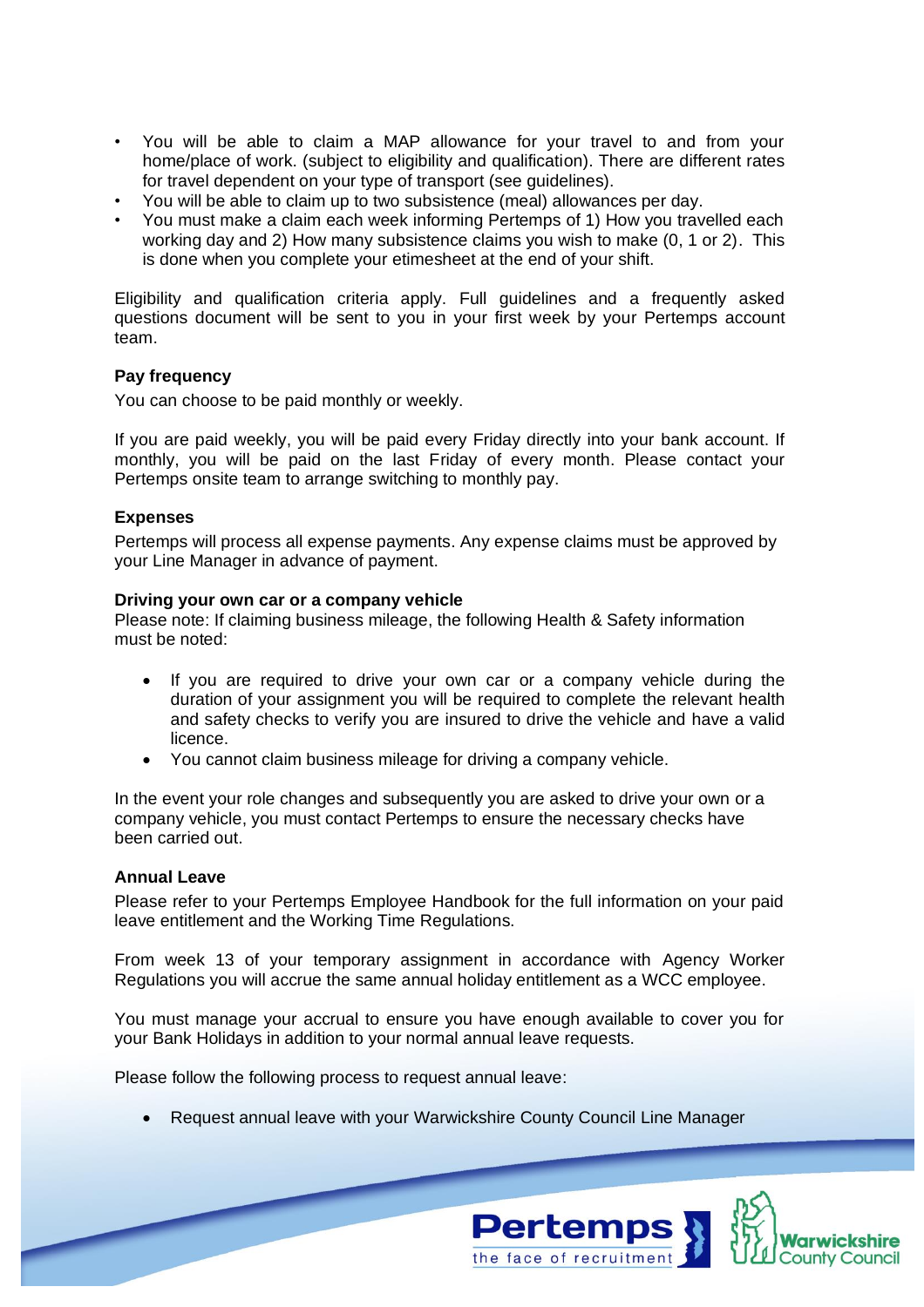- You will be able to claim a MAP allowance for your travel to and from your home/place of work. (subject to eligibility and qualification). There are different rates for travel dependent on your type of transport (see guidelines).
- You will be able to claim up to two subsistence (meal) allowances per day.
- You must make a claim each week informing Pertemps of 1) How you travelled each working day and 2) How many subsistence claims you wish to make (0, 1 or 2). This is done when you complete your etimesheet at the end of your shift.

Eligibility and qualification criteria apply. Full guidelines and a frequently asked questions document will be sent to you in your first week by your Pertemps account team.

**Pay frequency**

You can choose to be paid monthly or weekly.

If you are paid weekly, you will be paid every Friday directly into your bank account. If monthly, you will be paid on the last Friday of every month. Please contact your Pertemps onsite team to arrange switching to monthly pay.

**Expenses**

Pertemps will process all expense payments. Any expense claims must be approved by your Line Manager in advance of payment.

**Driving your own car or a company vehicle**

Please note: If claiming business mileage, the following Health & Safety information must be noted:

- If you are required to drive your own car or a company vehicle during the duration of your assignment you will be required to complete the relevant health and safety checks to verify you are insured to drive the vehicle and have a valid licence.
- You cannot claim business mileage for driving a company vehicle.

In the event your role changes and subsequently you are asked to drive your own or a company vehicle, you must contact Pertemps to ensure the necessary checks have been carried out.

**Annual Leave**

Please refer to your Pertemps Employee Handbook for the full information on your paid leave entitlement and the Working Time Regulations.

From week 13 of your temporary assignment in accordance with Agency Worker Regulations you will accrue the same annual holiday entitlement as a WCC employee.

You must manage your accrual to ensure you have enough available to cover you for your Bank Holidays in addition to your normal annual leave requests.

Please follow the following process to request annual leave:

- Request annual leave with your Warwickshire County Council Line Manager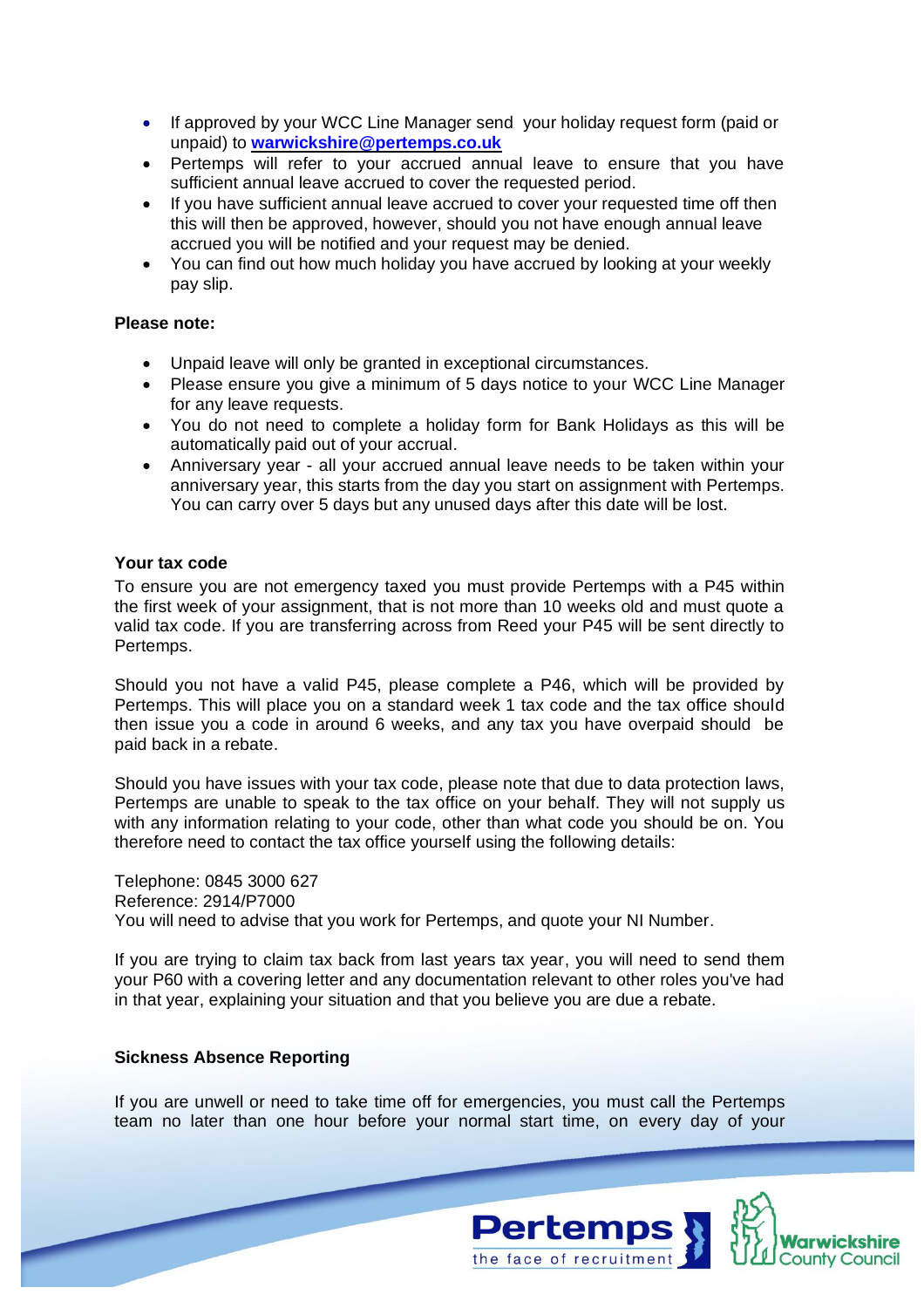- If approved by your WCC Line Manager send your holiday request form (paid or unpaid) to **warwickshire@pertemps.co.uk**
- Pertemps will refer to your accrued annual leave to ensure that you have sufficient annual leave accrued to cover the requested period.
- If you have sufficient annual leave accrued to cover your requested time off then this will then be approved, however, should you not have enough annual leave accrued you will be notified and your request may be denied.
- You can find out how much holiday you have accrued by looking at your weekly pay slip.

**Please note:**

- Unpaid leave will only be granted in exceptional circumstances.
- Please ensure you give a minimum of 5 days notice to your WCC Line Manager for any leave requests.
- You do not need to complete a holiday form for Bank Holidays as this will be automatically paid out of your accrual.
- Anniversary year - all your accrued annual leave needs to be taken within your anniversary year, this starts from the day you start on assignment with Pertemps. You can carry over 5 days but any unused days after this date will be lost.

**Your tax code**

To ensure you are not emergency taxed you must provide Pertemps with a P45 within the first week of your assignment, that is not more than 10 weeks old and must quote a valid tax code. If you are transferring across from Reed your P45 will be sent directly to Pertemps.

Should you not have a valid P45, please complete a P46, which will be provided by Pertemps. This will place you on a standard week 1 tax code and the tax office should then issue you a code in around 6 weeks, and any tax you have overpaid should be paid back in a rebate.

Should you have issues with your tax code, please note that due to data protection laws, Pertemps are unable to speak to the tax office on your behalf. They will not supply us with any information relating to your code, other than what code you should be on. You therefore need to contact the tax office yourself using the following details:

Telephone: 0845 3000 627
Reference: 2914/P7000
You will need to advise that you work for Pertemps, and quote your NI Number.

If you are trying to claim tax back from last years tax year, you will need to send them your P60 with a covering letter and any documentation relevant to other roles you've had in that year, explaining your situation and that you believe you are due a rebate.

**Sickness Absence Reporting**

If you are unwell or need to take time off for emergencies, you must call the Pertemps team no later than one hour before your normal start time, on every day of your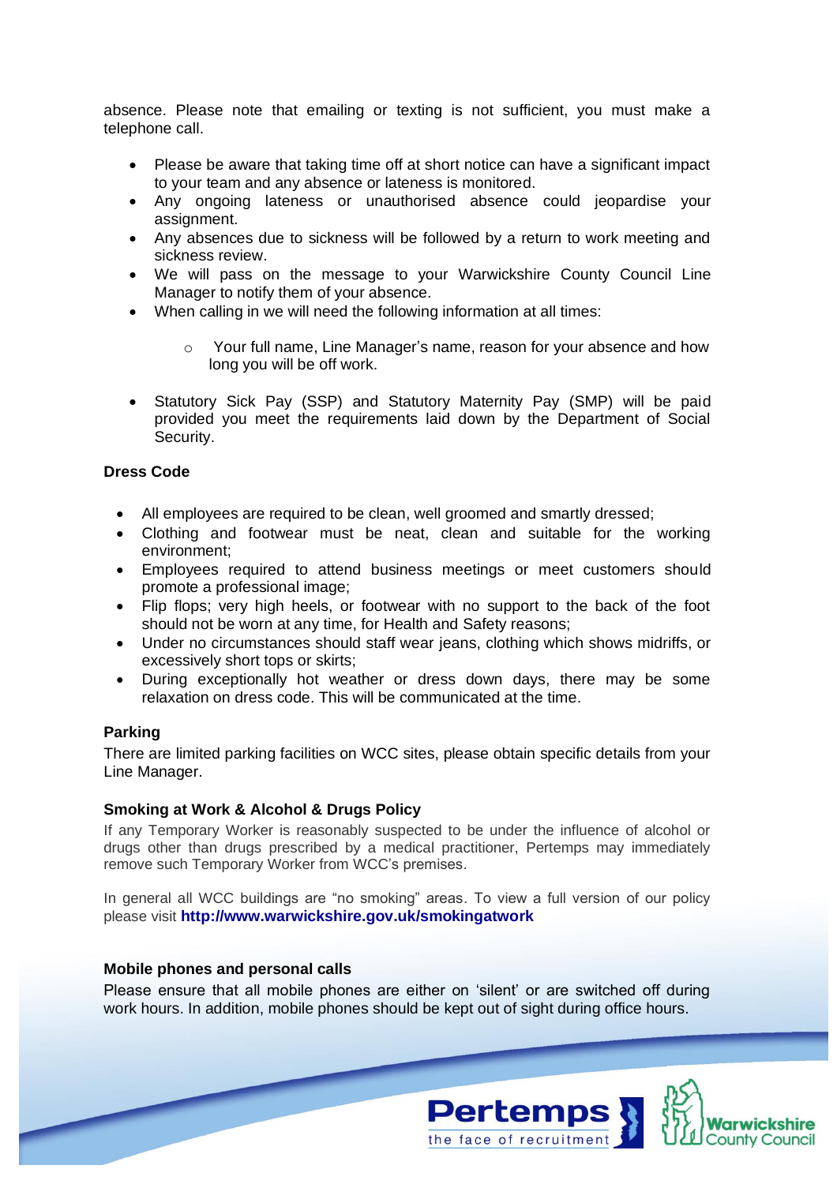absence. Please note that emailing or texting is not sufficient, you must make a telephone call.

- Please be aware that taking time off at short notice can have a significant impact to your team and any absence or lateness is monitored.
- Any ongoing lateness or unauthorised absence could jeopardise your assignment.
- Any absences due to sickness will be followed by a return to work meeting and sickness review.
- We will pass on the message to your Warwickshire County Council Line Manager to notify them of your absence.
- When calling in we will need the following information at all times:
    - Your full name, Line Manager's name, reason for your absence and how long you will be off work.
- Statutory Sick Pay (SSP) and Statutory Maternity Pay (SMP) will be paid provided you meet the requirements laid down by the Department of Social Security.

**Dress Code**

- All employees are required to be clean, well groomed and smartly dressed;
- Clothing and footwear must be neat, clean and suitable for the working environment;
- Employees required to attend business meetings or meet customers should promote a professional image;
- Flip flops; very high heels, or footwear with no support to the back of the foot should not be worn at any time, for Health and Safety reasons;
- Under no circumstances should staff wear jeans, clothing which shows midriffs, or excessively short tops or skirts;
- During exceptionally hot weather or dress down days, there may be some relaxation on dress code. This will be communicated at the time.

**Parking**

There are limited parking facilities on WCC sites, please obtain specific details from your Line Manager.

**Smoking at Work & Alcohol & Drugs Policy**

If any Temporary Worker is reasonably suspected to be under the influence of alcohol or drugs other than drugs prescribed by a medical practitioner, Pertemps may immediately remove such Temporary Worker from WCC's premises.

In general all WCC buildings are "no smoking" areas. To view a full version of our policy please visit **http://www.warwickshire.gov.uk/smokingatwork**

**Mobile phones and personal calls**

Please ensure that all mobile phones are either on 'silent' or are switched off during work hours. In addition, mobile phones should be kept out of sight during office hours.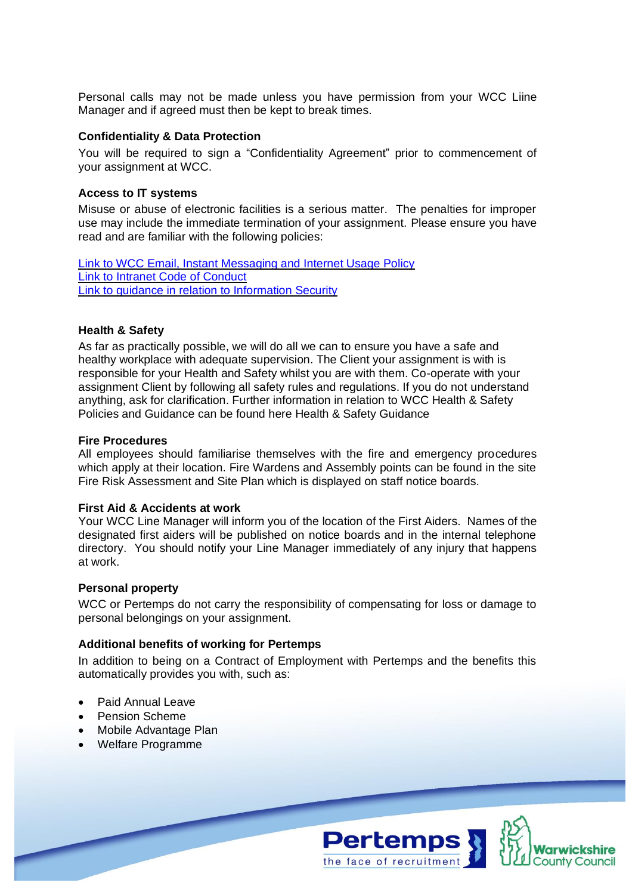Personal calls may not be made unless you have permission from your WCC Liine Manager and if agreed must then be kept to break times.

**Confidentiality & Data Protection**

You will be required to sign a "Confidentiality Agreement" prior to commencement of your assignment at WCC.

**Access to IT systems**

Misuse or abuse of electronic facilities is a serious matter. The penalties for improper use may include the immediate termination of your assignment. Please ensure you have read and are familiar with the following policies:

Link to WCC Email, Instant Messaging and Internet Usage Policy
Link to Intranet Code of Conduct
Link to guidance in relation to Information Security

**Health & Safety**

As far as practically possible, we will do all we can to ensure you have a safe and healthy workplace with adequate supervision. The Client your assignment is with is responsible for your Health and Safety whilst you are with them. Co-operate with your assignment Client by following all safety rules and regulations. If you do not understand anything, ask for clarification. Further information in relation to WCC Health & Safety Policies and Guidance can be found here Health & Safety Guidance

**Fire Procedures**

All employees should familiarise themselves with the fire and emergency procedures which apply at their location. Fire Wardens and Assembly points can be found in the site Fire Risk Assessment and Site Plan which is displayed on staff notice boards.

**First Aid & Accidents at work**

Your WCC Line Manager will inform you of the location of the First Aiders. Names of the designated first aiders will be published on notice boards and in the internal telephone directory. You should notify your Line Manager immediately of any injury that happens at work.

**Personal property**

WCC or Pertemps do not carry the responsibility of compensating for loss or damage to personal belongings on your assignment.

**Additional benefits of working for Pertemps**

In addition to being on a Contract of Employment with Pertemps and the benefits this automatically provides you with, such as:

- Paid Annual Leave
- Pension Scheme
- Mobile Advantage Plan
- Welfare Programme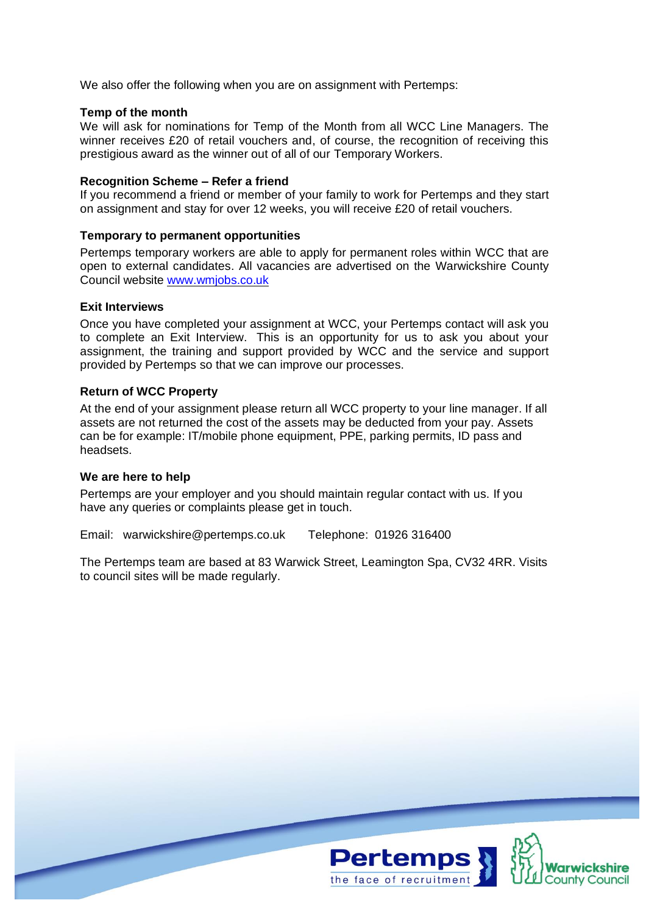We also offer the following when you are on assignment with Pertemps:

**Temp of the month**

We will ask for nominations for Temp of the Month from all WCC Line Managers. The winner receives £20 of retail vouchers and, of course, the recognition of receiving this prestigious award as the winner out of all of our Temporary Workers.

**Recognition Scheme – Refer a friend**

If you recommend a friend or member of your family to work for Pertemps and they start on assignment and stay for over 12 weeks, you will receive £20 of retail vouchers.

**Temporary to permanent opportunities**

Pertemps temporary workers are able to apply for permanent roles within WCC that are open to external candidates. All vacancies are advertised on the Warwickshire County Council website [www.wmjobs.co.uk](http://www.wmjobs.co.uk)

**Exit Interviews**

Once you have completed your assignment at WCC, your Pertemps contact will ask you to complete an Exit Interview. This is an opportunity for us to ask you about your assignment, the training and support provided by WCC and the service and support provided by Pertemps so that we can improve our processes.

**Return of WCC Property**

At the end of your assignment please return all WCC property to your line manager. If all assets are not returned the cost of the assets may be deducted from your pay. Assets can be for example: IT/mobile phone equipment, PPE, parking permits, ID pass and headsets.

**We are here to help**

Pertemps are your employer and you should maintain regular contact with us. If you have any queries or complaints please get in touch.

Email: warwickshire@pertemps.co.uk Telephone: 01926 316400

The Pertemps team are based at 83 Warwick Street, Leamington Spa, CV32 4RR. Visits to council sites will be made regularly.